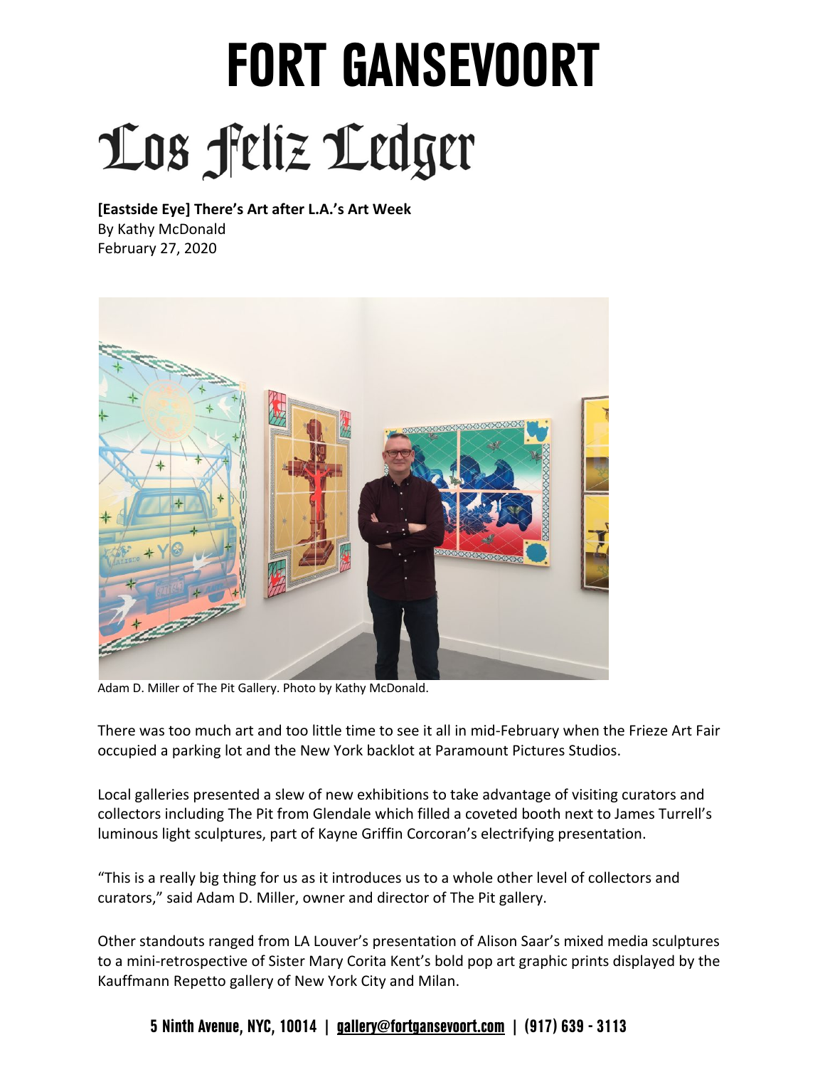# FORT GANSEVOORT

# Los Feliz Ledger

**[Eastside Eye] There's Art after L.A.'s Art Week**
By Kathy McDonald
February 27, 2020

Adam D. Miller of The Pit Gallery. Photo by Kathy McDonald.

There was too much art and too little time to see it all in mid-February when the Frieze Art Fair occupied a parking lot and the New York backlot at Paramount Pictures Studios.

Local galleries presented a slew of new exhibitions to take advantage of visiting curators and collectors including The Pit from Glendale which filled a coveted booth next to James Turrell's luminous light sculptures, part of Kayne Griffin Corcoran's electrifying presentation.

"This is a really big thing for us as it introduces us to a whole other level of collectors and curators," said Adam D. Miller, owner and director of The Pit gallery.

Other standouts ranged from LA Louver's presentation of Alison Saar's mixed media sculptures to a mini-retrospective of Sister Mary Corita Kent's bold pop art graphic prints displayed by the Kauffmann Repetto gallery of New York City and Milan.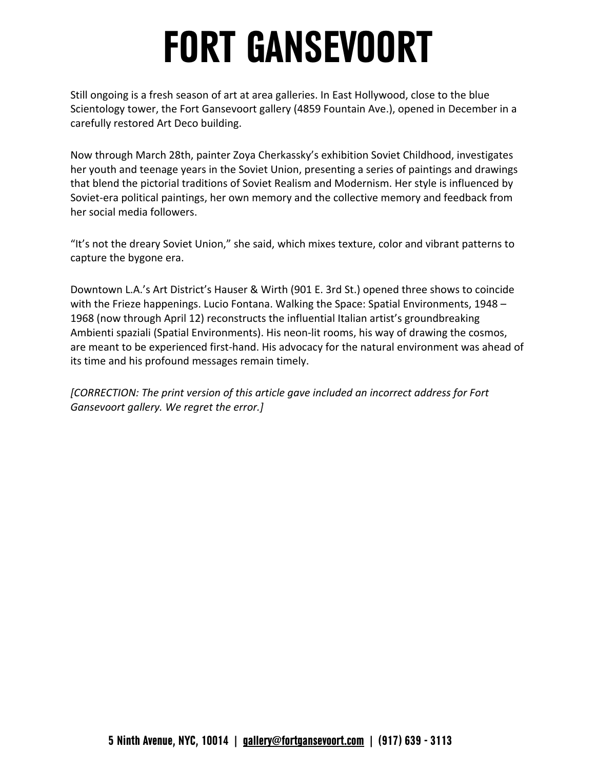# FORT GANSEVOORT

Still ongoing is a fresh season of art at area galleries. In East Hollywood, close to the blue Scientology tower, the Fort Gansevoort gallery (4859 Fountain Ave.), opened in December in a carefully restored Art Deco building.

Now through March 28th, painter Zoya Cherkassky's exhibition Soviet Childhood, investigates her youth and teenage years in the Soviet Union, presenting a series of paintings and drawings that blend the pictorial traditions of Soviet Realism and Modernism. Her style is influenced by Soviet-era political paintings, her own memory and the collective memory and feedback from her social media followers.

"It's not the dreary Soviet Union," she said, which mixes texture, color and vibrant patterns to capture the bygone era.

Downtown L.A.'s Art District's Hauser & Wirth (901 E. 3rd St.) opened three shows to coincide with the Frieze happenings. Lucio Fontana. Walking the Space: Spatial Environments, 1948 – 1968 (now through April 12) reconstructs the influential Italian artist's groundbreaking Ambienti spaziali (Spatial Environments). His neon-lit rooms, his way of drawing the cosmos, are meant to be experienced first-hand. His advocacy for the natural environment was ahead of its time and his profound messages remain timely.

*[CORRECTION: The print version of this article gave included an incorrect address for Fort Gansevoort gallery. We regret the error.]*